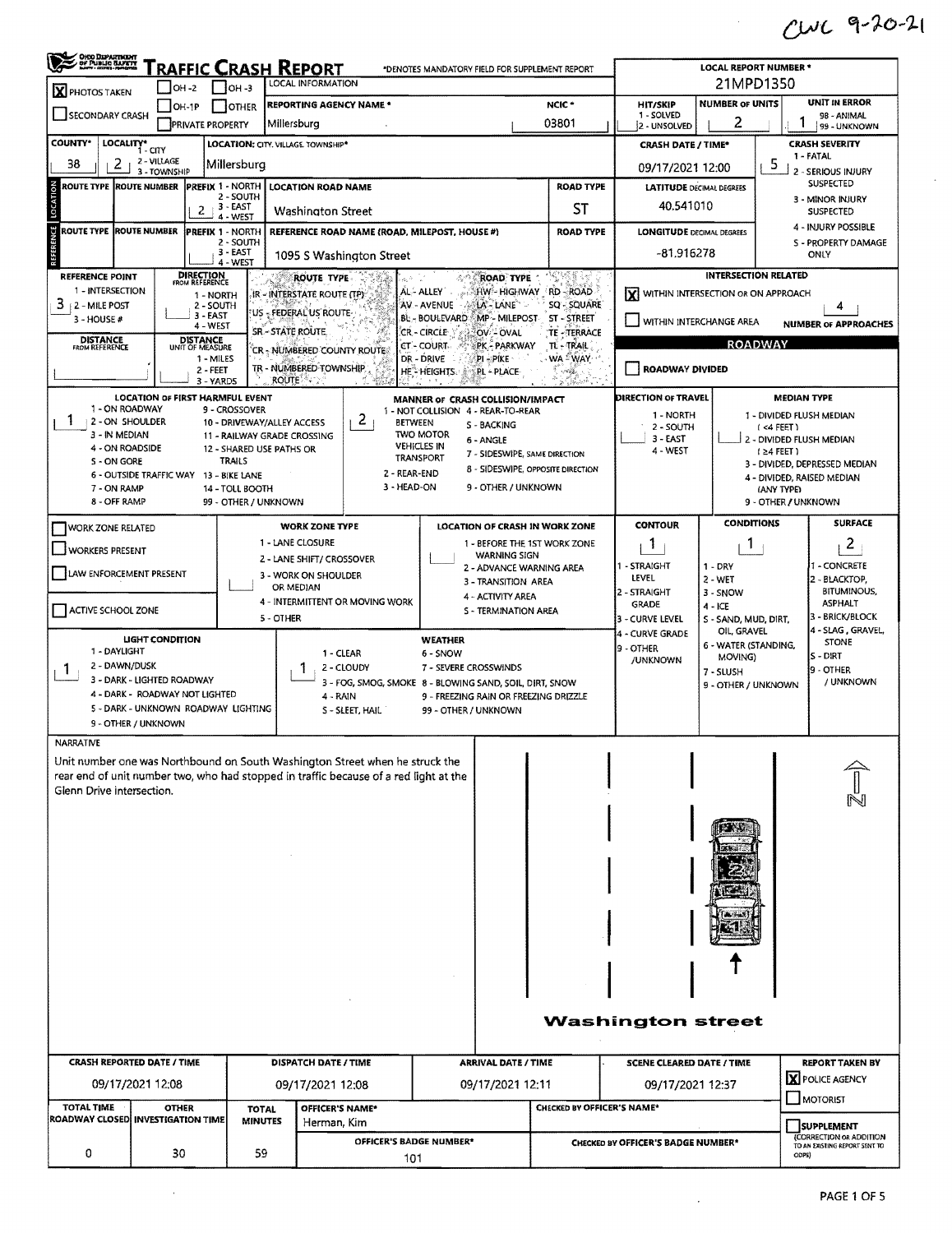CWC 9-20-21

# TRAFFIC CRASH REPORT

*DENOTES MANDATORY FIELD FOR SUPPLEMENT REPORT

**LOCAL REPORT NUMBER ***: 21MPD1350

| Field | Value |
|---|---|
| PHOTOS TAKEN | [X] |
| OH-2 / OH-3 / OH-1P / OTHER / PRIVATE PROPERTY | |
| SECONDARY CRASH | [ ] |
| LOCAL INFORMATION | |
| REPORTING AGENCY NAME * | Millersburg |
| NCIC * | 03801 |
| HIT/SKIP (1 - SOLVED, 2 - UNSOLVED) | |
| NUMBER OF UNITS | 2 |
| UNIT IN ERROR (98 - ANIMAL, 99 - UNKNOWN) | 1 |
| COUNTY* | 38 |
| LOCALITY* (1 - CITY, 2 - VILLAGE, 3 - TOWNSHIP) | 2 |
| LOCATION: CITY, VILLAGE, TOWNSHIP* | Millersburg |
| CRASH DATE / TIME* | 09/17/2021 12:00 |
| CRASH SEVERITY (1 - FATAL, 2 - SERIOUS INJURY SUSPECTED, 3 - MINOR INJURY SUSPECTED, 4 - INJURY POSSIBLE, 5 - PROPERTY DAMAGE ONLY) | 5 |

**LOCATION**

| ROUTE TYPE | ROUTE NUMBER | PREFIX (1 - NORTH, 2 - SOUTH, 3 - EAST, 4 - WEST) | LOCATION ROAD NAME | ROAD TYPE | LATITUDE DECIMAL DEGREES |
|---|---|---|---|---|---|
| | | 2 | Washington Street | ST | 40.541010 |

**REFERENCE**

| ROUTE TYPE | ROUTE NUMBER | PREFIX | REFERENCE ROAD NAME (ROAD, MILEPOST, HOUSE #) | ROAD TYPE | LONGITUDE DECIMAL DEGREES |
|---|---|---|---|---|---|
| | | | 1095 S Washington Street | | -81.916278 |

| Field | Value |
|---|---|
| REFERENCE POINT (1 - INTERSECTION, 2 - MILE POST, 3 - HOUSE #) | 3 |
| DIRECTION FROM REFERENCE (1 - NORTH, 2 - SOUTH, 3 - EAST, 4 - WEST) | |
| DISTANCE FROM REFERENCE | |
| DISTANCE UNIT OF MEASURE (1 - MILES, 2 - FEET, 3 - YARDS) | |

ROUTE TYPE: IR - INTERSTATE ROUTE (TP); US - FEDERAL US ROUTE; SR - STATE ROUTE; CR - NUMBERED COUNTY ROUTE; TR - NUMBERED TOWNSHIP ROUTE

ROAD TYPE: AL - ALLEY; AV - AVENUE; BL - BOULEVARD; CR - CIRCLE; CT - COURT; DR - DRIVE; HE - HEIGHTS; HW - HIGHWAY; LA - LANE; MP - MILEPOST; OV - OVAL; PK - PARKWAY; PI - PIKE; PL - PLACE; RD - ROAD; SQ - SQUARE; ST - STREET; TE - TERRACE; TL - TRAIL; WA - WAY

**INTERSECTION RELATED**

- [X] WITHIN INTERSECTION OR ON APPROACH
- [ ] WITHIN INTERCHANGE AREA
- NUMBER OF APPROACHES: 4

**ROADWAY**

- [ ] ROADWAY DIVIDED

| Field | Value |
|---|---|
| LOCATION OF FIRST HARMFUL EVENT | 1 |
| MANNER OF CRASH COLLISION/IMPACT | 2 |
| DIRECTION OF TRAVEL | |
| MEDIAN TYPE | |

LOCATION OF FIRST HARMFUL EVENT: 1 - ON ROADWAY; 2 - ON SHOULDER; 3 - IN MEDIAN; 4 - ON ROADSIDE; 5 - ON GORE; 6 - OUTSIDE TRAFFIC WAY; 7 - ON RAMP; 8 - OFF RAMP; 9 - CROSSOVER; 10 - DRIVEWAY/ALLEY ACCESS; 11 - RAILWAY GRADE CROSSING; 12 - SHARED USE PATHS OR TRAILS; 13 - BIKE LANE; 14 - TOLL BOOTH; 99 - OTHER / UNKNOWN

MANNER OF CRASH COLLISION/IMPACT: 1 - NOT COLLISION BETWEEN TWO MOTOR VEHICLES IN TRANSPORT; 2 - REAR-END; 3 - HEAD-ON; 4 - REAR-TO-REAR; 5 - BACKING; 6 - ANGLE; 7 - SIDESWIPE, SAME DIRECTION; 8 - SIDESWIPE, OPPOSITE DIRECTION; 9 - OTHER / UNKNOWN

DIRECTION OF TRAVEL: 1 - NORTH; 2 - SOUTH; 3 - EAST; 4 - WEST

MEDIAN TYPE: 1 - DIVIDED FLUSH MEDIAN (<4 FEET); 2 - DIVIDED FLUSH MEDIAN (≥4 FEET); 3 - DIVIDED, DEPRESSED MEDIAN; 4 - DIVIDED, RAISED MEDIAN (ANY TYPE); 9 - OTHER / UNKNOWN

| Field | Value |
|---|---|
| WORK ZONE RELATED | [ ] |
| WORKERS PRESENT | [ ] |
| LAW ENFORCEMENT PRESENT | [ ] |
| ACTIVE SCHOOL ZONE | [ ] |
| WORK ZONE TYPE | |
| LOCATION OF CRASH IN WORK ZONE | |
| CONTOUR | 1 |
| CONDITIONS | 1 |
| SURFACE | 2 |

WORK ZONE TYPE: 1 - LANE CLOSURE; 2 - LANE SHIFT/ CROSSOVER; 3 - WORK ON SHOULDER OR MEDIAN; 4 - INTERMITTENT OR MOVING WORK; 5 - OTHER

LOCATION OF CRASH IN WORK ZONE: 1 - BEFORE THE 1ST WORK ZONE WARNING SIGN; 2 - ADVANCE WARNING AREA; 3 - TRANSITION AREA; 4 - ACTIVITY AREA; 5 - TERMINATION AREA

CONTOUR: 1 - STRAIGHT LEVEL; 2 - STRAIGHT GRADE; 3 - CURVE LEVEL; 4 - CURVE GRADE; 9 - OTHER /UNKNOWN

CONDITIONS: 1 - DRY; 2 - WET; 3 - SNOW; 4 - ICE; 5 - SAND, MUD, DIRT, OIL, GRAVEL; 6 - WATER (STANDING, MOVING); 7 - SLUSH; 9 - OTHER / UNKNOWN

SURFACE: 1 - CONCRETE; 2 - BLACKTOP, BITUMINOUS, ASPHALT; 3 - BRICK/BLOCK; 4 - SLAG, GRAVEL, STONE; 5 - DIRT; 9 - OTHER / UNKNOWN

| Field | Value |
|---|---|
| LIGHT CONDITION | 1 |
| WEATHER | 1 |

LIGHT CONDITION: 1 - DAYLIGHT; 2 - DAWN/DUSK; 3 - DARK - LIGHTED ROADWAY; 4 - DARK - ROADWAY NOT LIGHTED; 5 - DARK - UNKNOWN ROADWAY LIGHTING; 9 - OTHER / UNKNOWN

WEATHER: 1 - CLEAR; 2 - CLOUDY; 3 - FOG, SMOG, SMOKE; 4 - RAIN; 5 - SLEET, HAIL; 6 - SNOW; 7 - SEVERE CROSSWINDS; 8 - BLOWING SAND, SOIL, DIRT, SNOW; 9 - FREEZING RAIN OR FREEZING DRIZZLE; 99 - OTHER / UNKNOWN

**NARRATIVE**

Unit number one was Northbound on South Washington Street when he struck the rear end of unit number two, who had stopped in traffic because of a red light at the Glenn Drive intersection.

Washington street

| CRASH REPORTED DATE / TIME | DISPATCH DATE / TIME | ARRIVAL DATE / TIME | SCENE CLEARED DATE / TIME | REPORT TAKEN BY |
|---|---|---|---|---|
| 09/17/2021 12:08 | 09/17/2021 12:08 | 09/17/2021 12:11 | 09/17/2021 12:37 | [X] POLICE AGENCY [ ] MOTORIST |

| TOTAL TIME ROADWAY CLOSED | OTHER INVESTIGATION TIME | TOTAL MINUTES | OFFICER'S NAME* | OFFICER'S BADGE NUMBER* | CHECKED BY OFFICER'S NAME* | CHECKED BY OFFICER'S BADGE NUMBER* | SUPPLEMENT (CORRECTION OR ADDITION TO AN EXISTING REPORT SENT TO ODPS) |
|---|---|---|---|---|---|---|---|
| 0 | 30 | 59 | Herman, Kim | 101 | | | [ ] |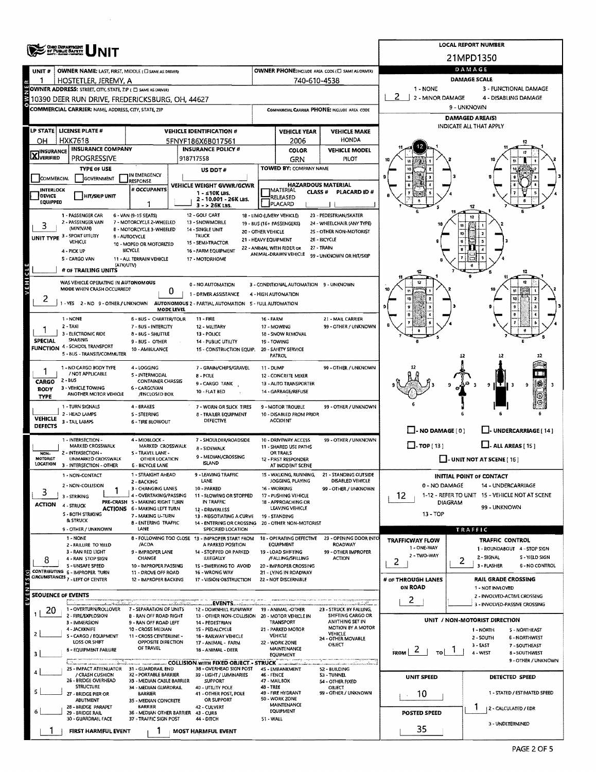# UNIT

**LOCAL REPORT NUMBER:** 21MPD1350

| Field | Value |
|---|---|
| UNIT # | 1 |
| OWNER NAME: LAST, FIRST, MIDDLE | HOSTETLER, JEREMY, A |
| OWNER PHONE | 740-610-4538 |
| OWNER ADDRESS: STREET, CITY, STATE, ZIP | 10390 DEER RUN DRIVE, FREDERICKSBURG, OH, 44627 |
| COMMERCIAL CARRIER: NAME, ADDRESS, CITY, STATE, ZIP | |
| COMMERCIAL CARRIER PHONE | |
| LP STATE | OH |
| LICENSE PLATE # | HXK7618 |
| VEHICLE IDENTIFICATION # | 5FNYF186X6B017561 |
| VEHICLE YEAR | 2006 |
| VEHICLE MAKE | HONDA |
| INSURANCE VERIFIED | X |
| INSURANCE COMPANY | PROGRESSIVE |
| INSURANCE POLICY # | 918717558 |
| COLOR | GRN |
| VEHICLE MODEL | PILOT |
| TYPE OF USE | |
| US DOT # | |
| TOWED BY: COMPANY NAME | |
| # OCCUPANTS | 1 |
| VEHICLE WEIGHT GVWR/GCWR | 1 - ≤10K LBS. |
| HAZARDOUS MATERIAL | |
| UNIT TYPE | 3 |
| # OF TRAILING UNITS | |
| WAS VEHICLE OPERATING IN AUTONOMOUS MODE WHEN CRASH OCCURRED? | 2 |
| AUTONOMOUS MODE LEVEL | 0 |
| SPECIAL FUNCTION | 1 |
| CARGO BODY TYPE | 1 |
| VEHICLE DEFECTS | |
| NON-MOTORIST LOCATION | |
| ACTION | 3 |
| PRE-CRASH ACTIONS | 1 |
| CONTRIBUTING CIRCUMSTANCES | 8 |

**UNIT TYPE:** 1 - PASSENGER CAR; 2 - PASSENGER VAN (MINIVAN); 3 - SPORT UTILITY VEHICLE; 4 - PICK UP; 5 - CARGO VAN; 6 - VAN (9-15 SEATS); 7 - MOTORCYCLE 2-WHEELED; 8 - MOTORCYCLE 3-WHEELED; 9 - AUTOCYCLE; 10 - MOPED OR MOTORIZED BICYCLE; 11 - ALL TERRAIN VEHICLE (ATV/UTV); 12 - GOLF CART; 13 - SNOWMOBILE; 14 - SINGLE UNIT TRUCK; 15 - SEMI-TRACTOR; 16 - FARM EQUIPMENT; 17 - MOTORHOME; 18 - LIMO (LIVERY VEHICLE); 19 - BUS (16+ PASSENGERS); 20 - OTHER VEHICLE; 21 - HEAVY EQUIPMENT; 22 - ANIMAL WITH RIDER OR ANIMAL-DRAWN VEHICLE; 23 - PEDESTRIAN/SKATER; 24 - WHEELCHAIR (ANY TYPE); 25 - OTHER NON-MOTORIST; 26 - BICYCLE; 27 - TRAIN; 99 - UNKNOWN OR HIT/SKIP

**AUTONOMOUS:** 1 - YES 2 - NO 9 - OTHER / UNKNOWN. MODE LEVEL: 0 - NO AUTOMATION; 1 - DRIVER ASSISTANCE; 2 - PARTIAL AUTOMATION; 3 - CONDITIONAL AUTOMATION; 4 - HIGH AUTOMATION; 5 - FULL AUTOMATION; 9 - UNKNOWN

**SPECIAL FUNCTION:** 1 - NONE; 2 - TAXI; 3 - ELECTRONIC RIDE SHARING; 4 - SCHOOL TRANSPORT; 5 - BUS - TRANSIT/COMMUTER; 6 - BUS - CHARTER/TOUR; 7 - BUS - INTERCITY; 8 - BUS - SHUTTLE; 9 - BUS - OTHER; 10 - AMBULANCE; 11 - FIRE; 12 - MILITARY; 13 - POLICE; 14 - PUBLIC UTILITY; 15 - CONSTRUCTION EQUIP.; 16 - FARM; 17 - MOWING; 18 - SNOW REMOVAL; 19 - TOWING; 20 - SAFETY SERVICE PATROL; 21 - MAIL CARRIER; 99 - OTHER / UNKNOWN

**CARGO BODY TYPE:** 1 - NO CARGO BODY TYPE / NOT APPLICABLE; 2 - BUS; 3 - VEHICLE TOWING ANOTHER MOTOR VEHICLE; 4 - LOGGING; 5 - INTERMODAL CONTAINER CHASSIS; 6 - CARGOVAN /ENCLOSED BOX; 7 - GRAIN/CHIPS/GRAVEL; 8 - POLE; 9 - CARGO TANK; 10 - FLAT BED; 11 - DUMP; 12 - CONCRETE MIXER; 13 - AUTO TRANSPORTER; 14 - GARBAGE/REFUSE; 99 - OTHER / UNKNOWN

**VEHICLE DEFECTS:** 1 - TURN SIGNALS; 2 - HEAD LAMPS; 3 - TAIL LAMPS; 4 - BRAKES; 5 - STEERING; 6 - TIRE BLOWOUT; 7 - WORN OR SLICK TIRES; 8 - TRAILER EQUIPMENT DEFECTIVE; 9 - MOTOR TROUBLE; 10 - DISABLED FROM PRIOR ACCIDENT; 99 - OTHER / UNKNOWN

**NON-MOTORIST LOCATION:** 1 - INTERSECTION - MARKED CROSSWALK; 2 - INTERSECTION - UNMARKED CROSSWALK; 3 - INTERSECTION - OTHER; 4 - MIDBLOCK - MARKED CROSSWALK; 5 - TRAVEL LANE - OTHER LOCATION; 6 - BICYCLE LANE; 7 - SHOULDER/ROADSIDE; 8 - SIDEWALK; 9 - MEDIAN/CROSSING ISLAND; 10 - DRIVEWAY ACCESS; 11 - SHARED USE PATHS OR TRAILS; 12 - FIRST RESPONDER AT INCIDENT SCENE; 99 - OTHER / UNKNOWN

**ACTION:** 1 - NON-CONTACT; 2 - NON-COLLISION; 3 - STRIKING; 4 - STRUCK; 5 - BOTH STRIKING & STRUCK; 9 - OTHER / UNKNOWN

**PRE-CRASH ACTIONS:** 1 - STRAIGHT AHEAD; 2 - BACKING; 3 - CHANGING LANES; 4 - OVERTAKING/PASSING; 5 - MAKING RIGHT TURN; 6 - MAKING LEFT TURN; 7 - MAKING U-TURN; 8 - ENTERING TRAFFIC LANE; 9 - LEAVING TRAFFIC LANE; 10 - PARKED; 11 - SLOWING OR STOPPED IN TRAFFIC; 12 - DRIVERLESS; 13 - NEGOTIATING A CURVE; 14 - ENTERING OR CROSSING SPECIFIED LOCATION; 15 - WALKING, RUNNING, JOGGING, PLAYING; 16 - WORKING; 17 - PUSHING VEHICLE; 18 - APPROACHING OR LEAVING VEHICLE; 19 - STANDING; 20 - OTHER NON-MOTORIST; 21 - STANDING OUTSIDE DISABLED VEHICLE; 99 - OTHER / UNKNOWN

**CONTRIBUTING CIRCUMSTANCES:** 1 - NONE; 2 - FAILURE TO YIELD; 3 - RAN RED LIGHT; 4 - RAN STOP SIGN; 5 - UNSAFE SPEED; 6 - IMPROPER TURN; 7 - LEFT OF CENTER; 8 - FOLLOWING TOO CLOSE /ACDA; 9 - IMPROPER LANE CHANGE; 10 - IMPROPER PASSING; 11 - DROVE OFF ROAD; 12 - IMPROPER BACKING; 13 - IMPROPER START FROM A PARKED POSITION; 14 - STOPPED OR PARKED ILLEGALLY; 15 - SWERVING TO AVOID; 16 - WRONG WAY; 17 - VISION OBSTRUCTION; 18 - OPERATING DEFECTIVE EQUIPMENT; 19 - LOAD SHIFTING /FALLING/SPILLING; 20 - IMPROPER CROSSING; 21 - LYING IN ROADWAY; 22 - NOT DISCERNIBLE; 23 - OPENING DOOR INTO ROADWAY; 99 - OTHER IMPROPER ACTION

## SEQUENCE OF EVENTS

| # | Event |
|---|---|
| 1 | 20 |
| 2 | |
| 3 | |
| 4 | |
| 5 | |
| 6 | |

**FIRST HARMFUL EVENT:** 1  **MOST HARMFUL EVENT:** 1

**EVENTS:** 1 - OVERTURN/ROLLOVER; 2 - FIRE/EXPLOSION; 3 - IMMERSION; 4 - JACKKNIFE; 5 - CARGO / EQUIPMENT LOSS OR SHIFT; 6 - EQUIPMENT FAILURE; 7 - SEPARATION OF UNITS; 8 - RAN OFF ROAD RIGHT; 9 - RAN OFF ROAD LEFT; 10 - CROSS MEDIAN; 11 - CROSS CENTERLINE - OPPOSITE DIRECTION OF TRAVEL; 12 - DOWNHILL RUNAWAY; 13 - OTHER NON-COLLISION; 14 - PEDESTRIAN; 15 - PEDALCYCLE; 16 - RAILWAY VEHICLE; 17 - ANIMAL - FARM; 18 - ANIMAL - DEER; 19 - ANIMAL -OTHER; 20 - MOTOR VEHICLE IN TRANSPORT; 21 - PARKED MOTOR VEHICLE; 22 - WORK ZONE MAINTENANCE EQUIPMENT; 23 - STRUCK BY FALLING, SHIFTING CARGO OR ANYTHING SET IN MOTION BY A MOTOR VEHICLE; 24 - OTHER MOVABLE OBJECT

**COLLISION WITH FIXED OBJECT - STRUCK:** 25 - IMPACT ATTENUATOR / CRASH CUSHION; 26 - BRIDGE OVERHEAD STRUCTURE; 27 - BRIDGE PIER OR ABUTMENT; 28 - BRIDGE PARAPET; 29 - BRIDGE RAIL; 30 - GUARDRAIL FACE; 31 - GUARDRAIL END; 32 - PORTABLE BARRIER; 33 - MEDIAN CABLE BARRIER; 34 - MEDIAN GUARDRAIL BARRIER; 35 - MEDIAN CONCRETE BARRIER; 36 - MEDIAN OTHER BARRIER; 37 - TRAFFIC SIGN POST; 38 - OVERHEAD SIGN POST; 39 - LIGHT / LUMINARIES SUPPORT; 40 - UTILITY POLE; 41 - OTHER POST, POLE OR SUPPORT; 42 - CULVERT; 43 - CURB; 44 - DITCH; 45 - EMBANKMENT; 46 - FENCE; 47 - MAILBOX; 48 - TREE; 49 - FIRE HYDRANT; 50 - WORK ZONE MAINTENANCE EQUIPMENT; 51 - WALL; 52 - BUILDING; 53 - TUNNEL; 54 - OTHER FIXED OBJECT; 99 - OTHER / UNKNOWN

## DAMAGE

**DAMAGE SCALE:** 2 (1 - NONE; 2 - MINOR DAMAGE; 3 - FUNCTIONAL DAMAGE; 4 - DISABLING DAMAGE; 9 - UNKNOWN)

**DAMAGED AREA(S):** 12 (INDICATE ALL THAT APPLY)

☐ - NO DAMAGE [ 0 ]  ☐ - UNDERCARRIAGE [ 14 ]  ☐ - TOP [ 13 ]  ☐ - ALL AREAS [ 15 ]  ☐ - UNIT NOT AT SCENE [ 16 ]

**INITIAL POINT OF CONTACT:** 12 (0 - NO DAMAGE; 1-12 - REFER TO UNIT DIAGRAM; 13 - TOP; 14 - UNDERCARRIAGE; 15 - VEHICLE NOT AT SCENE; 99 - UNKNOWN)

## TRAFFIC

| Field | Value |
|---|---|
| TRAFFICWAY FLOW (1 - ONE-WAY; 2 - TWO-WAY) | 2 |
| TRAFFIC CONTROL (1 - ROUNDABOUT; 2 - SIGNAL; 3 - FLASHER; 4 - STOP SIGN; 5 - YIELD SIGN; 6 - NO CONTROL) | 2 |
| # OF THROUGH LANES ON ROAD | 2 |
| RAIL GRADE CROSSING (1 - NOT INVOLVED; 2 - INVOLVED-ACTIVE CROSSING; 3 - INVOLVED-PASSIVE CROSSING) | |

**UNIT / NON-MOTORIST DIRECTION:** FROM 2 TO 1 (1 - NORTH; 2 - SOUTH; 3 - EAST; 4 - WEST; 5 - NORTHEAST; 6 - NORTHWEST; 7 - SOUTHEAST; 8 - SOUTHWEST; 9 - OTHER / UNKNOWN)

| Field | Value |
|---|---|
| UNIT SPEED | 10 |
| POSTED SPEED | 35 |
| DETECTED SPEED (1 - STATED / ESTIMATED SPEED; 2 - CALCULATED / EDR; 3 - UNDETERMINED) | 1 |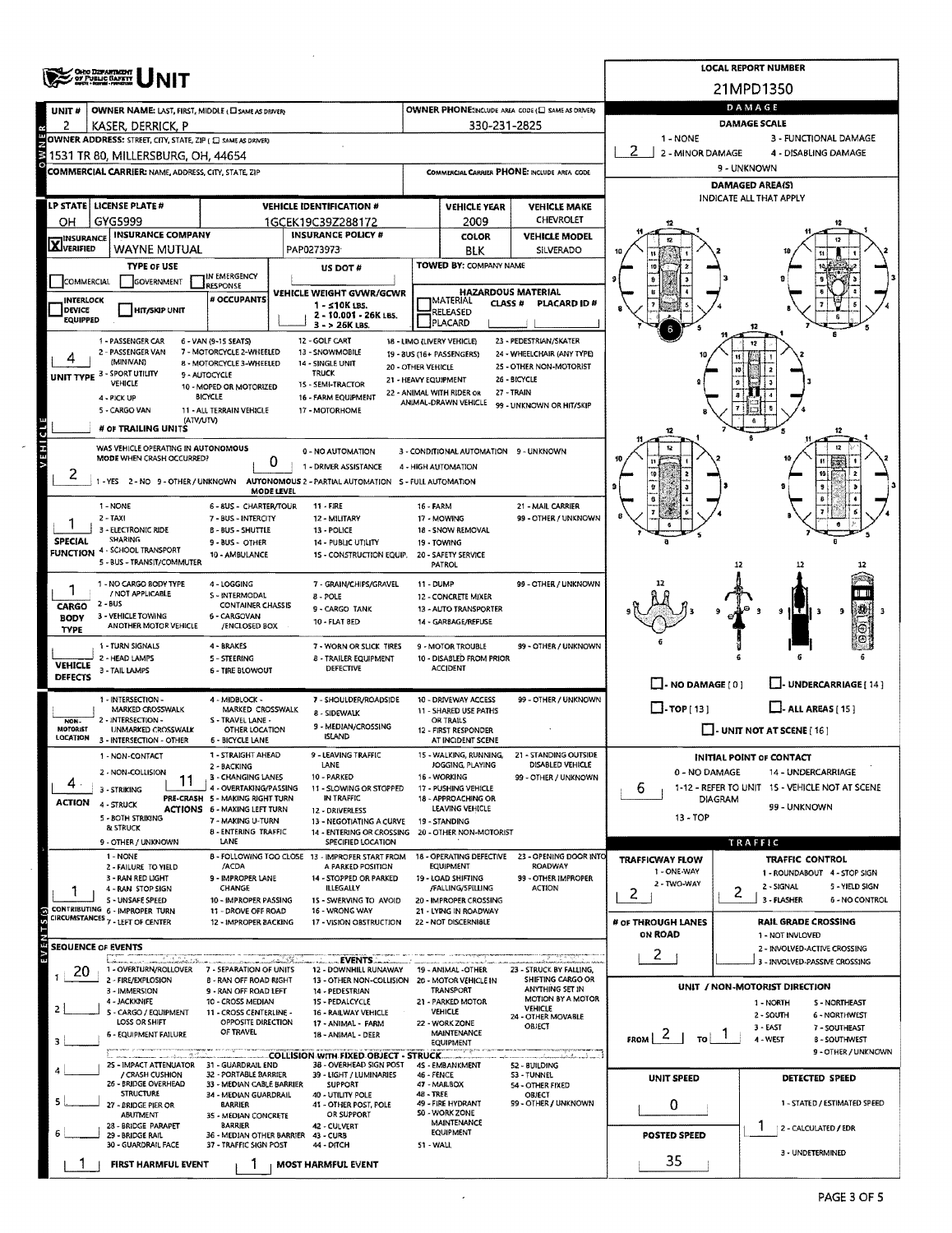# OHIO DEPARTMENT OF PUBLIC SAFETY UNIT

**LOCAL REPORT NUMBER:** 21MPD1350

| UNIT # | OWNER NAME: LAST, FIRST, MIDDLE | OWNER PHONE |
|---|---|---|
| 2 | KASER, DERRICK, P | 330-231-2825 |

**OWNER ADDRESS:** 1531 TR 80, MILLERSBURG, OH, 44654

**COMMERCIAL CARRIER:** NAME, ADDRESS, CITY, STATE, ZIP

**COMMERCIAL CARRIER PHONE:**

| LP STATE | LICENSE PLATE # | VEHICLE IDENTIFICATION # | VEHICLE YEAR | VEHICLE MAKE |
|---|---|---|---|---|
| OH | GYG5999 | 1GCEK19C39Z288172 | 2009 | CHEVROLET |

| INSURANCE | INSURANCE COMPANY | INSURANCE POLICY # | COLOR | VEHICLE MODEL |
|---|---|---|---|---|
| X VERIFIED | WAYNE MUTUAL | PAP0273973 | BLK | SILVERADO |

**TYPE OF USE:** COMMERCIAL / GOVERNMENT / IN EMERGENCY RESPONSE

**US DOT #:**

**TOWED BY:** COMPANY NAME

**INTERLOCK DEVICE EQUIPPED / HIT/SKIP UNIT / # OCCUPANTS**

**VEHICLE WEIGHT GVWR/GCWR:** 1 - ≤10K LBS. 2 - 10.001 - 26K LBS. 3 - > 26K LBS.

**HAZARDOUS MATERIAL:** MATERIAL RELEASED / PLACARD — CLASS # / PLACARD ID #

**UNIT TYPE:** 4
1 - PASSENGER CAR, 2 - PASSENGER VAN (MINIVAN), 3 - SPORT UTILITY VEHICLE, 4 - PICK UP, 5 - CARGO VAN, 6 - VAN (9-15 SEATS), 7 - MOTORCYCLE 2-WHEELED, 8 - MOTORCYCLE 3-WHEELED, 9 - AUTOCYCLE, 10 - MOPED OR MOTORIZED BICYCLE, 11 - ALL TERRAIN VEHICLE (ATV/UTV), 12 - GOLF CART, 13 - SNOWMOBILE, 14 - SINGLE UNIT TRUCK, 15 - SEMI-TRACTOR, 16 - FARM EQUIPMENT, 17 - MOTORHOME, 18 - LIMO (LIVERY VEHICLE), 19 - BUS (16+ PASSENGERS), 20 - OTHER VEHICLE, 21 - HEAVY EQUIPMENT, 22 - ANIMAL WITH RIDER OR ANIMAL-DRAWN VEHICLE, 23 - PEDESTRIAN/SKATER, 24 - WHEELCHAIR (ANY TYPE), 25 - OTHER NON-MOTORIST, 26 - BICYCLE, 27 - TRAIN, 99 - UNKNOWN OR HIT/SKIP

**# OF TRAILING UNITS:**

**WAS VEHICLE OPERATING IN AUTONOMOUS MODE WHEN CRASH OCCURRED?** 2
1 - YES 2 - NO 9 - OTHER / UNKNOWN

**AUTONOMOUS MODE LEVEL:** 0
0 - NO AUTOMATION, 1 - DRIVER ASSISTANCE, 2 - PARTIAL AUTOMATION, 3 - CONDITIONAL AUTOMATION, 4 - HIGH AUTOMATION, 5 - FULL AUTOMATION, 9 - UNKNOWN

**SPECIAL FUNCTION:** 1
1 - NONE, 2 - TAXI, 3 - ELECTRONIC RIDE SHARING, 4 - SCHOOL TRANSPORT, 5 - BUS - TRANSIT/COMMUTER, 6 - BUS - CHARTER/TOUR, 7 - BUS - INTERCITY, 8 - BUS - SHUTTLE, 9 - BUS - OTHER, 10 - AMBULANCE, 11 - FIRE, 12 - MILITARY, 13 - POLICE, 14 - PUBLIC UTILITY, 15 - CONSTRUCTION EQUIP., 16 - FARM, 17 - MOWING, 18 - SNOW REMOVAL, 19 - TOWING, 20 - SAFETY SERVICE PATROL, 21 - MAIL CARRIER, 99 - OTHER / UNKNOWN

**CARGO BODY TYPE:** 1
1 - NO CARGO BODY TYPE / NOT APPLICABLE, 2 - BUS, 3 - VEHICLE TOWING ANOTHER MOTOR VEHICLE, 4 - LOGGING, 5 - INTERMODAL CONTAINER CHASSIS, 6 - CARGOVAN /ENCLOSED BOX, 7 - GRAIN/CHIPS/GRAVEL, 8 - POLE, 9 - CARGO TANK, 10 - FLAT BED, 11 - DUMP, 12 - CONCRETE MIXER, 13 - AUTO TRANSPORTER, 14 - GARBAGE/REFUSE, 99 - OTHER / UNKNOWN

**VEHICLE DEFECTS:**
1 - TURN SIGNALS, 2 - HEAD LAMPS, 3 - TAIL LAMPS, 4 - BRAKES, 5 - STEERING, 6 - TIRE BLOWOUT, 7 - WORN OR SLICK TIRES, 8 - TRAILER EQUIPMENT DEFECTIVE, 9 - MOTOR TROUBLE, 10 - DISABLED FROM PRIOR ACCIDENT, 99 - OTHER / UNKNOWN

**NON-MOTORIST LOCATION:**
1 - INTERSECTION - MARKED CROSSWALK, 2 - INTERSECTION - UNMARKED CROSSWALK, 3 - INTERSECTION - OTHER, 4 - MIDBLOCK - MARKED CROSSWALK, 5 - TRAVEL LANE - OTHER LOCATION, 6 - BICYCLE LANE, 7 - SHOULDER/ROADSIDE, 8 - SIDEWALK, 9 - MEDIAN/CROSSING ISLAND, 10 - DRIVEWAY ACCESS, 11 - SHARED USE PATHS OR TRAILS, 12 - FIRST RESPONDER AT INCIDENT SCENE, 99 - OTHER / UNKNOWN

**ACTION:** 4 — **PRE-CRASH ACTIONS:** 11
1 - NON-CONTACT, 2 - NON-COLLISION, 3 - STRIKING, 4 - STRUCK, 5 - BOTH STRIKING & STRUCK, 9 - OTHER / UNKNOWN
1 - STRAIGHT AHEAD, 2 - BACKING, 3 - CHANGING LANES, 4 - OVERTAKING/PASSING, 5 - MAKING RIGHT TURN, 6 - MAKING LEFT TURN, 7 - MAKING U-TURN, 8 - ENTERING TRAFFIC LANE, 9 - LEAVING TRAFFIC LANE, 10 - PARKED, 11 - SLOWING OR STOPPED IN TRAFFIC, 12 - DRIVERLESS, 13 - NEGOTIATING A CURVE, 14 - ENTERING OR CROSSING SPECIFIED LOCATION, 15 - WALKING, RUNNING, JOGGING, PLAYING, 16 - WORKING, 17 - PUSHING VEHICLE, 18 - APPROACHING OR LEAVING VEHICLE, 19 - STANDING, 20 - OTHER NON-MOTORIST, 21 - STANDING OUTSIDE DISABLED VEHICLE, 99 - OTHER / UNKNOWN

**CONTRIBUTING CIRCUMSTANCES:** 1
1 - NONE, 2 - FAILURE TO YIELD, 3 - RAN RED LIGHT, 4 - RAN STOP SIGN, 5 - UNSAFE SPEED, 6 - IMPROPER TURN, 7 - LEFT OF CENTER, 8 - FOLLOWING TOO CLOSE /ACDA, 9 - IMPROPER LANE CHANGE, 10 - IMPROPER PASSING, 11 - DROVE OFF ROAD, 12 - IMPROPER BACKING, 13 - IMPROPER START FROM A PARKED POSITION, 14 - STOPPED OR PARKED ILLEGALLY, 15 - SWERVING TO AVOID, 16 - WRONG WAY, 17 - VISION OBSTRUCTION, 18 - OPERATING DEFECTIVE EQUIPMENT, 19 - LOAD SHIFTING /FALLING/SPILLING, 20 - IMPROPER CROSSING, 21 - LYING IN ROADWAY, 22 - NOT DISCERNIBLE, 23 - OPENING DOOR INTO ROADWAY, 99 - OTHER IMPROPER ACTION

**SEQUENCE OF EVENTS:**
1: 20
2:
3:
4:
5:
6:

**EVENTS:** 1 - OVERTURN/ROLLOVER, 2 - FIRE/EXPLOSION, 3 - IMMERSION, 4 - JACKKNIFE, 5 - CARGO / EQUIPMENT LOSS OR SHIFT, 6 - EQUIPMENT FAILURE, 7 - SEPARATION OF UNITS, 8 - RAN OFF ROAD RIGHT, 9 - RAN OFF ROAD LEFT, 10 - CROSS MEDIAN, 11 - CROSS CENTERLINE - OPPOSITE DIRECTION OF TRAVEL, 12 - DOWNHILL RUNAWAY, 13 - OTHER NON-COLLISION, 14 - PEDESTRIAN, 15 - PEDALCYCLE, 16 - RAILWAY VEHICLE, 17 - ANIMAL - FARM, 18 - ANIMAL - DEER, 19 - ANIMAL -OTHER, 20 - MOTOR VEHICLE IN TRANSPORT, 21 - PARKED MOTOR VEHICLE, 22 - WORK ZONE MAINTENANCE EQUIPMENT, 23 - STRUCK BY FALLING, SHIFTING CARGO OR ANYTHING SET IN MOTION BY A MOTOR VEHICLE, 24 - OTHER MOVABLE OBJECT

**COLLISION WITH FIXED OBJECT - STRUCK:** 25 - IMPACT ATTENUATOR / CRASH CUSHION, 26 - BRIDGE OVERHEAD STRUCTURE, 27 - BRIDGE PIER OR ABUTMENT, 28 - BRIDGE PARAPET, 29 - BRIDGE RAIL, 30 - GUARDRAIL FACE, 31 - GUARDRAIL END, 32 - PORTABLE BARRIER, 33 - MEDIAN CABLE BARRIER, 34 - MEDIAN GUARDRAIL BARRIER, 35 - MEDIAN CONCRETE BARRIER, 36 - MEDIAN OTHER BARRIER, 37 - TRAFFIC SIGN POST, 38 - OVERHEAD SIGN POST, 39 - LIGHT / LUMINARIES SUPPORT, 40 - UTILITY POLE, 41 - OTHER POST, POLE OR SUPPORT, 42 - CULVERT, 43 - CURB, 44 - DITCH, 45 - EMBANKMENT, 46 - FENCE, 47 - MAILBOX, 48 - TREE, 49 - FIRE HYDRANT, 50 - WORK ZONE MAINTENANCE EQUIPMENT, 51 - WALL, 52 - BUILDING, 53 - TUNNEL, 54 - OTHER FIXED OBJECT, 99 - OTHER / UNKNOWN

**FIRST HARMFUL EVENT:** 1 — **MOST HARMFUL EVENT:** 1

## DAMAGE

**DAMAGE SCALE:** 2
1 - NONE, 2 - MINOR DAMAGE, 3 - FUNCTIONAL DAMAGE, 4 - DISABLING DAMAGE, 9 - UNKNOWN

**DAMAGED AREA(S)** INDICATE ALL THAT APPLY: 6

NO DAMAGE [ 0 ] / UNDERCARRIAGE [ 14 ] / TOP [ 13 ] / ALL AREAS [ 15 ] / UNIT NOT AT SCENE [ 16 ]

**INITIAL POINT OF CONTACT:** 6
0 - NO DAMAGE, 1-12 - REFER TO UNIT DIAGRAM, 13 - TOP, 14 - UNDERCARRIAGE, 15 - VEHICLE NOT AT SCENE, 99 - UNKNOWN

## TRAFFIC

**TRAFFICWAY FLOW:** 2 (1 - ONE-WAY, 2 - TWO-WAY)

**TRAFFIC CONTROL:** 2
1 - ROUNDABOUT, 2 - SIGNAL, 3 - FLASHER, 4 - STOP SIGN, 5 - YIELD SIGN, 6 - NO CONTROL

**# OF THROUGH LANES ON ROAD:** 2

**RAIL GRADE CROSSING:** 1 - NOT INVOLVED, 2 - INVOLVED-ACTIVE CROSSING, 3 - INVOLVED-PASSIVE CROSSING

**UNIT / NON-MOTORIST DIRECTION:** FROM 2 TO 1
1 - NORTH, 2 - SOUTH, 3 - EAST, 4 - WEST, 5 - NORTHEAST, 6 - NORTHWEST, 7 - SOUTHEAST, 8 - SOUTHWEST, 9 - OTHER / UNKNOWN

**UNIT SPEED:** 0

**POSTED SPEED:** 35

**DETECTED SPEED:** 1
1 - STATED / ESTIMATED SPEED, 2 - CALCULATED / EDR, 3 - UNDETERMINED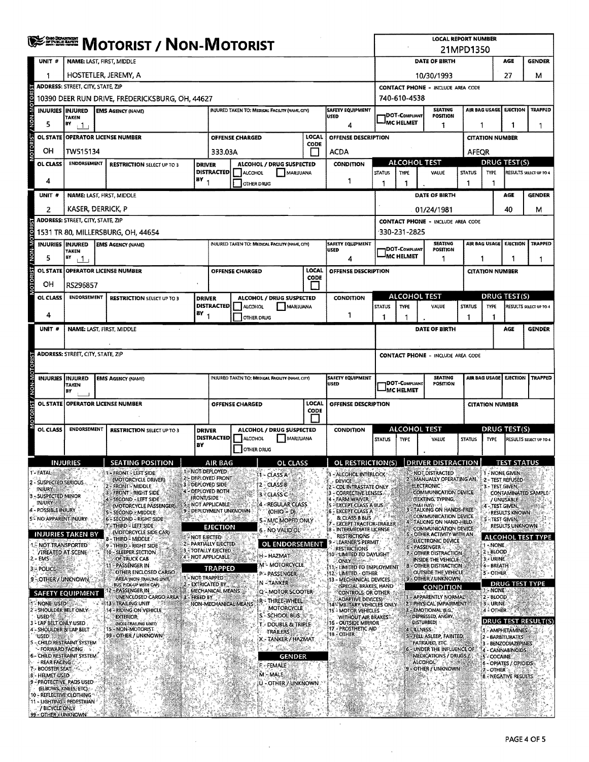# MOTORIST / NON-MOTORIST

| LOCAL REPORT NUMBER |
|---|
| 21MPD1350 |

## Unit 1

| UNIT # | NAME: LAST, FIRST, MIDDLE | DATE OF BIRTH | AGE | GENDER |
|---|---|---|---|---|
| 1 | HOSTETLER, JEREMY, A | 10/30/1993 | 27 | M |

| ADDRESS: STREET, CITY, STATE, ZIP | CONTACT PHONE - INCLUDE AREA CODE |
|---|---|
| 10390 DEER RUN DRIVE, FREDERICKSBURG, OH, 44627 | 740-610-4538 |

| INJURIES | INJURED TAKEN BY | EMS AGENCY (NAME) | INJURED TAKEN TO: MEDICAL FACILITY (NAME, CITY) | SAFETY EQUIPMENT USED | DOT-COMPLIANT MC HELMET | SEATING POSITION | AIR BAG USAGE | EJECTION | TRAPPED |
|---|---|---|---|---|---|---|---|---|---|
| 5 | 1 | | | 4 | | 1 | 1 | 1 | 1 |

| OL STATE | OPERATOR LICENSE NUMBER | OFFENSE CHARGED | LOCAL CODE | OFFENSE DESCRIPTION | CITATION NUMBER |
|---|---|---|---|---|---|
| OH | TW515134 | 333.03A | | ACDA | AFEQR |

| OL CLASS | ENDORSEMENT | RESTRICTION SELECT UP TO 3 | DRIVER DISTRACTED BY | ALCOHOL / DRUG SUSPECTED | CONDITION | ALCOHOL TEST STATUS | ALCOHOL TEST TYPE | ALCOHOL TEST VALUE | DRUG TEST STATUS | DRUG TEST TYPE | DRUG TEST RESULTS SELECT UP TO 4 |
|---|---|---|---|---|---|---|---|---|---|---|---|
| 4 | | | 1 | | 1 | 1 | 1 | . | 1 | 1 | |

## Unit 2

| UNIT # | NAME: LAST, FIRST, MIDDLE | DATE OF BIRTH | AGE | GENDER |
|---|---|---|---|---|
| 2 | KASER, DERRICK, P | 01/24/1981 | 40 | M |

| ADDRESS: STREET, CITY, STATE, ZIP | CONTACT PHONE - INCLUDE AREA CODE |
|---|---|
| 1531 TR 80, MILLERSBURG, OH, 44654 | 330-231-2825 |

| INJURIES | INJURED TAKEN BY | EMS AGENCY (NAME) | INJURED TAKEN TO: MEDICAL FACILITY (NAME, CITY) | SAFETY EQUIPMENT USED | DOT-COMPLIANT MC HELMET | SEATING POSITION | AIR BAG USAGE | EJECTION | TRAPPED |
|---|---|---|---|---|---|---|---|---|---|
| 5 | 1 | | | 4 | | 1 | 1 | 1 | 1 |

| OL STATE | OPERATOR LICENSE NUMBER | OFFENSE CHARGED | LOCAL CODE | OFFENSE DESCRIPTION | CITATION NUMBER |
|---|---|---|---|---|---|
| OH | RS296857 | | | | |

| OL CLASS | ENDORSEMENT | RESTRICTION SELECT UP TO 3 | DRIVER DISTRACTED BY | ALCOHOL / DRUG SUSPECTED | CONDITION | ALCOHOL TEST STATUS | ALCOHOL TEST TYPE | ALCOHOL TEST VALUE | DRUG TEST STATUS | DRUG TEST TYPE | DRUG TEST RESULTS SELECT UP TO 4 |
|---|---|---|---|---|---|---|---|---|---|---|---|
| 4 | | | 1 | | 1 | 1 | 1 | . | 1 | 1 | |

## Unit (blank)

| UNIT # | NAME: LAST, FIRST, MIDDLE | DATE OF BIRTH | AGE | GENDER |
|---|---|---|---|---|
| | | | | |

| ADDRESS: STREET, CITY, STATE, ZIP | CONTACT PHONE - INCLUDE AREA CODE |
|---|---|
| | |

| INJURIES | INJURED TAKEN BY | EMS AGENCY (NAME) | INJURED TAKEN TO: MEDICAL FACILITY (NAME, CITY) | SAFETY EQUIPMENT USED | DOT-COMPLIANT MC HELMET | SEATING POSITION | AIR BAG USAGE | EJECTION | TRAPPED |
|---|---|---|---|---|---|---|---|---|---|
| | | | | | | | | | |

| OL STATE | OPERATOR LICENSE NUMBER | OFFENSE CHARGED | LOCAL CODE | OFFENSE DESCRIPTION | CITATION NUMBER |
|---|---|---|---|---|---|
| | | | | | |

| OL CLASS | ENDORSEMENT | RESTRICTION SELECT UP TO 3 | DRIVER DISTRACTED BY | ALCOHOL / DRUG SUSPECTED | CONDITION | ALCOHOL TEST STATUS | ALCOHOL TEST TYPE | ALCOHOL TEST VALUE | DRUG TEST STATUS | DRUG TEST TYPE | DRUG TEST RESULTS SELECT UP TO 4 |
|---|---|---|---|---|---|---|---|---|---|---|---|
| | | | | | | | | . | | | |

## Codes

**INJURIES**
1 - FATAL
2 - SUSPECTED SERIOUS INJURY
3 - SUSPECTED MINOR INJURY
4 - POSSIBLE INJURY
5 - NO APPARENT INJURY

**INJURIES TAKEN BY**
1 - NOT TRANSPORTED /TREATED AT SCENE
2 - EMS
3 - POLICE
9 - OTHER / UNKNOWN

**SAFETY EQUIPMENT**
1 - NONE USED
2 - SHOULDER BELT ONLY USED
3 - LAP BELT ONLY USED
4 - SHOULDER & LAP BELT USED
5 - CHILD RESTRAINT SYSTEM - FORWARD FACING
6 - CHILD RESTRAINT SYSTEM - REAR FACING
7 - BOOSTER SEAT
8 - HELMET USED
9 - PROTECTIVE PADS USED (ELBOWS, KNEES, ETC)
10 - REFLECTIVE CLOTHING
11 - LIGHTING - PEDESTRIAN / BICYCLE ONLY
99 - OTHER / UNKNOWN

**SEATING POSITION**
1 - FRONT - LEFT SIDE (MOTORCYCLE DRIVER)
2 - FRONT - MIDDLE
3 - FRONT - RIGHT SIDE
4 - SECOND - LEFT SIDE (MOTORCYCLE PASSENGER)
5 - SECOND - MIDDLE
6 - SECOND - RIGHT SIDE
7 - THIRD - LEFT SIDE (MOTORCYCLE SIDE CAR)
8 - THIRD - MIDDLE
9 - THIRD - RIGHT SIDE
10 - SLEEPER SECTION OF TRUCK CAB
11 - PASSENGER IN OTHER ENCLOSED CARGO AREA (NON-TRAILING UNIT, BUS, PICK-UP WITH CAP)
12 - PASSENGER IN UNENCLOSED CARGO AREA
13 - TRAILING UNIT
14 - RIDING ON VEHICLE EXTERIOR (NON-TRAILING UNIT)
15 - NON-MOTORIST
99 - OTHER / UNKNOWN

**AIR BAG**
1 - NOT DEPLOYED
2 - DEPLOYED FRONT
3 - DEPLOYED SIDE
4 - DEPLOYED BOTH FRONT/SIDE
5 - NOT APPLICABLE
9 - DEPLOYMENT UNKNOWN

**EJECTION**
1 - NOT EJECTED
2 - PARTIALLY EJECTED
3 - TOTALLY EJECTED
4 - NOT APPLICABLE

**TRAPPED**
1 - NOT TRAPPED
2 - EXTRICATED BY MECHANICAL MEANS
3 - FREED BY NON-MECHANICAL MEANS

**OL CLASS**
1 - CLASS A
2 - CLASS B
3 - CLASS C
4 - REGULAR CLASS (OHIO = D)
5 - M/C MOPED ONLY
6 - NO VALID OL

**OL ENDORSEMENT**
H - HAZMAT
M - MOTORCYCLE
P - PASSENGER
N - TANKER
Q - MOTOR SCOOTER
R - THREE-WHEEL MOTORCYCLE
S - SCHOOL BUS
T - DOUBLE & TRIPLE TRAILERS
X - TANKER / HAZMAT

**GENDER**
F - FEMALE
M - MALE
U - OTHER / UNKNOWN

**OL RESTRICTION(S)**
1 - ALCOHOL INTERLOCK DEVICE
2 - CDL INTRASTATE ONLY
3 - CORRECTIVE LENSES
4 - FARM WAIVER
5 - EXCEPT CLASS A BUS
6 - EXCEPT CLASS A & CLASS B BUS
7 - EXCEPT TRACTOR-TRAILER
8 - INTERMEDIATE LICENSE RESTRICTIONS
9 - LEARNER'S PERMIT RESTRICTIONS
10 - LIMITED TO DAYLIGHT ONLY
11 - LIMITED TO EMPLOYMENT
12 - LIMITED - OTHER
13 - MECHANICAL DEVICES (SPECIAL BRAKES, HAND CONTROLS, OR OTHER ADAPTIVE DEVICES)
14 - MILITARY VEHICLES ONLY
15 - MOTOR VEHICLES WITHOUT AIR BRAKES
16 - OUTSIDE MIRROR
17 - PROSTHETIC AID
18 - OTHER

**DRIVER DISTRACTION**
1 - NOT DISTRACTED
2 - MANUALLY OPERATING AN ELECTRONIC COMMUNICATION DEVICE (TEXTING, TYPING, DIALING)
3 - TALKING ON HANDS-FREE COMMUNICATION DEVICE
4 - TALKING ON HAND-HELD COMMUNICATION DEVICE
5 - OTHER ACTIVITY WITH AN ELECTRONIC DEVICE
6 - PASSENGER
7 - OTHER DISTRACTION INSIDE THE VEHICLE
8 - OTHER DISTRACTION OUTSIDE THE VEHICLE
9 - OTHER / UNKNOWN

**CONDITION**
1 - APPARENTLY NORMAL
2 - PHYSICAL IMPAIRMENT
3 - EMOTIONAL (E.G., DEPRESSED, ANGRY, DISTURBED)
4 - ILLNESS
5 - FELL ASLEEP, FAINTED, FATIGUED, ETC.
6 - UNDER THE INFLUENCE OF MEDICATIONS / DRUGS / ALCOHOL
9 - OTHER / UNKNOWN

**TEST STATUS**
1 - NONE GIVEN
2 - TEST REFUSED
3 - TEST GIVEN, CONTAMINATED SAMPLE / UNUSABLE
4 - TEST GIVEN, RESULTS KNOWN
5 - TEST GIVEN, RESULTS UNKNOWN

**ALCOHOL TEST TYPE**
1 - NONE
2 - BLOOD
3 - URINE
4 - BREATH
5 - OTHER

**DRUG TEST TYPE**
1 - NONE
2 - BLOOD
3 - URINE
4 - OTHER

**DRUG TEST RESULT(S)**
1 - AMPHETAMINES
2 - BARBITURATES
3 - BENZODIAZEPINES
4 - CANNABINOIDS
5 - COCAINE
6 - OPIATES / OPIOIDS
7 - OTHER
8 - NEGATIVE RESULTS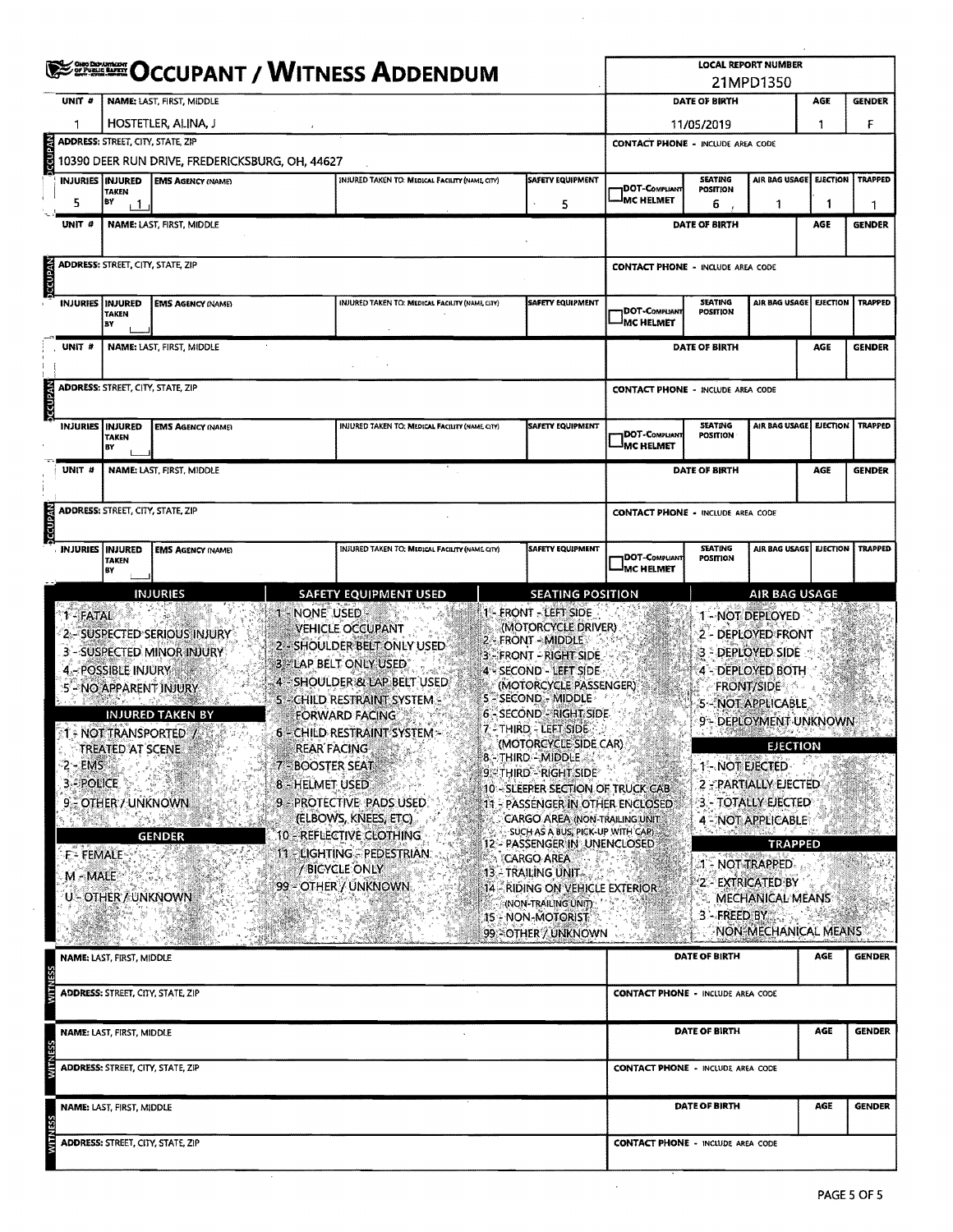# OCCUPANT / WITNESS ADDENDUM

Ohio Department of Public Safety

| LOCAL REPORT NUMBER |
|---|
| 21MPD1350 |

## Occupant

| UNIT # | NAME: LAST, FIRST, MIDDLE | DATE OF BIRTH | AGE | GENDER |
|---|---|---|---|---|
| 1 | HOSTETLER, ALINA, J | 11/05/2019 | 1 | F |

| ADDRESS: STREET, CITY, STATE, ZIP | CONTACT PHONE - INCLUDE AREA CODE |
|---|---|
| 10390 DEER RUN DRIVE, FREDERICKSBURG, OH, 44627 | |

| INJURIES | INJURED TAKEN BY | EMS AGENCY (NAME) | INJURED TAKEN TO: MEDICAL FACILITY (NAME, CITY) | SAFETY EQUIPMENT | DOT-COMPLIANT MC HELMET | SEATING POSITION | AIR BAG USAGE | EJECTION | TRAPPED |
|---|---|---|---|---|---|---|---|---|---|
| 5 | 1 | | | 5 | | 6 | 1 | 1 | 1 |

## Occupant

| UNIT # | NAME: LAST, FIRST, MIDDLE | DATE OF BIRTH | AGE | GENDER |
|---|---|---|---|---|
| | | | | |

| ADDRESS: STREET, CITY, STATE, ZIP | CONTACT PHONE - INCLUDE AREA CODE |
|---|---|
| | |

| INJURIES | INJURED TAKEN BY | EMS AGENCY (NAME) | INJURED TAKEN TO: MEDICAL FACILITY (NAME, CITY) | SAFETY EQUIPMENT | DOT-COMPLIANT MC HELMET | SEATING POSITION | AIR BAG USAGE | EJECTION | TRAPPED |
|---|---|---|---|---|---|---|---|---|---|
| | | | | | | | | | |

## Occupant

| UNIT # | NAME: LAST, FIRST, MIDDLE | DATE OF BIRTH | AGE | GENDER |
|---|---|---|---|---|
| | | | | |

| ADDRESS: STREET, CITY, STATE, ZIP | CONTACT PHONE - INCLUDE AREA CODE |
|---|---|
| | |

| INJURIES | INJURED TAKEN BY | EMS AGENCY (NAME) | INJURED TAKEN TO: MEDICAL FACILITY (NAME, CITY) | SAFETY EQUIPMENT | DOT-COMPLIANT MC HELMET | SEATING POSITION | AIR BAG USAGE | EJECTION | TRAPPED |
|---|---|---|---|---|---|---|---|---|---|
| | | | | | | | | | |

## Occupant

| UNIT # | NAME: LAST, FIRST, MIDDLE | DATE OF BIRTH | AGE | GENDER |
|---|---|---|---|---|
| | | | | |

| ADDRESS: STREET, CITY, STATE, ZIP | CONTACT PHONE - INCLUDE AREA CODE |
|---|---|
| | |

| INJURIES | INJURED TAKEN BY | EMS AGENCY (NAME) | INJURED TAKEN TO: MEDICAL FACILITY (NAME, CITY) | SAFETY EQUIPMENT | DOT-COMPLIANT MC HELMET | SEATING POSITION | AIR BAG USAGE | EJECTION | TRAPPED |
|---|---|---|---|---|---|---|---|---|---|
| | | | | | | | | | |

## Codes

**INJURIES**
- 1 - FATAL
- 2 - SUSPECTED SERIOUS INJURY
- 3 - SUSPECTED MINOR INJURY
- 4 - POSSIBLE INJURY
- 5 - NO APPARENT INJURY

**INJURED TAKEN BY**
- 1 - NOT TRANSPORTED / TREATED AT SCENE
- 2 - EMS
- 3 - POLICE
- 9 - OTHER / UNKNOWN

**GENDER**
- F - FEMALE
- M - MALE
- U - OTHER / UNKNOWN

**SAFETY EQUIPMENT USED**
- 1 - NONE USED - VEHICLE OCCUPANT
- 2 - SHOULDER BELT ONLY USED
- 3 - LAP BELT ONLY USED
- 4 - SHOULDER & LAP BELT USED
- 5 - CHILD RESTRAINT SYSTEM - FORWARD FACING
- 6 - CHILD RESTRAINT SYSTEM - REAR FACING
- 7 - BOOSTER SEAT
- 8 - HELMET USED
- 9 - PROTECTIVE PADS USED (ELBOWS, KNEES, ETC)
- 10 - REFLECTIVE CLOTHING
- 11 - LIGHTING - PEDESTRIAN / BICYCLE ONLY
- 99 - OTHER / UNKNOWN

**SEATING POSITION**
- 1 - FRONT - LEFT SIDE (MOTORCYCLE DRIVER)
- 2 - FRONT - MIDDLE
- 3 - FRONT - RIGHT SIDE
- 4 - SECOND - LEFT SIDE (MOTORCYCLE PASSENGER)
- 5 - SECOND - MIDDLE
- 6 - SECOND - RIGHT SIDE
- 7 - THIRD - LEFT SIDE (MOTORCYCLE SIDE CAR)
- 8 - THIRD - MIDDLE
- 9 - THIRD - RIGHT SIDE
- 10 - SLEEPER SECTION OF TRUCK CAB
- 11 - PASSENGER IN OTHER ENCLOSED CARGO AREA (NON-TRAILING UNIT SUCH AS A BUS, PICK-UP WITH CAP)
- 12 - PASSENGER IN UNENCLOSED CARGO AREA
- 13 - TRAILING UNIT
- 14 - RIDING ON VEHICLE EXTERIOR (NON-TRAILING UNIT)
- 15 - NON-MOTORIST
- 99 - OTHER / UNKNOWN

**AIR BAG USAGE**
- 1 - NOT DEPLOYED
- 2 - DEPLOYED FRONT
- 3 - DEPLOYED SIDE
- 4 - DEPLOYED BOTH FRONT/SIDE
- 5 - NOT APPLICABLE
- 9 - DEPLOYMENT UNKNOWN

**EJECTION**
- 1 - NOT EJECTED
- 2 - PARTIALLY EJECTED
- 3 - TOTALLY EJECTED
- 4 - NOT APPLICABLE

**TRAPPED**
- 1 - NOT TRAPPED
- 2 - EXTRICATED BY MECHANICAL MEANS
- 3 - FREED BY NON-MECHANICAL MEANS

## Witness

| NAME: LAST, FIRST, MIDDLE | DATE OF BIRTH | AGE | GENDER |
|---|---|---|---|
| | | | |

| ADDRESS: STREET, CITY, STATE, ZIP | CONTACT PHONE - INCLUDE AREA CODE |
|---|---|
| | |

## Witness

| NAME: LAST, FIRST, MIDDLE | DATE OF BIRTH | AGE | GENDER |
|---|---|---|---|
| | | | |

| ADDRESS: STREET, CITY, STATE, ZIP | CONTACT PHONE - INCLUDE AREA CODE |
|---|---|
| | |

## Witness

| NAME: LAST, FIRST, MIDDLE | DATE OF BIRTH | AGE | GENDER |
|---|---|---|---|
| | | | |

| ADDRESS: STREET, CITY, STATE, ZIP | CONTACT PHONE - INCLUDE AREA CODE |
|---|---|
| | |